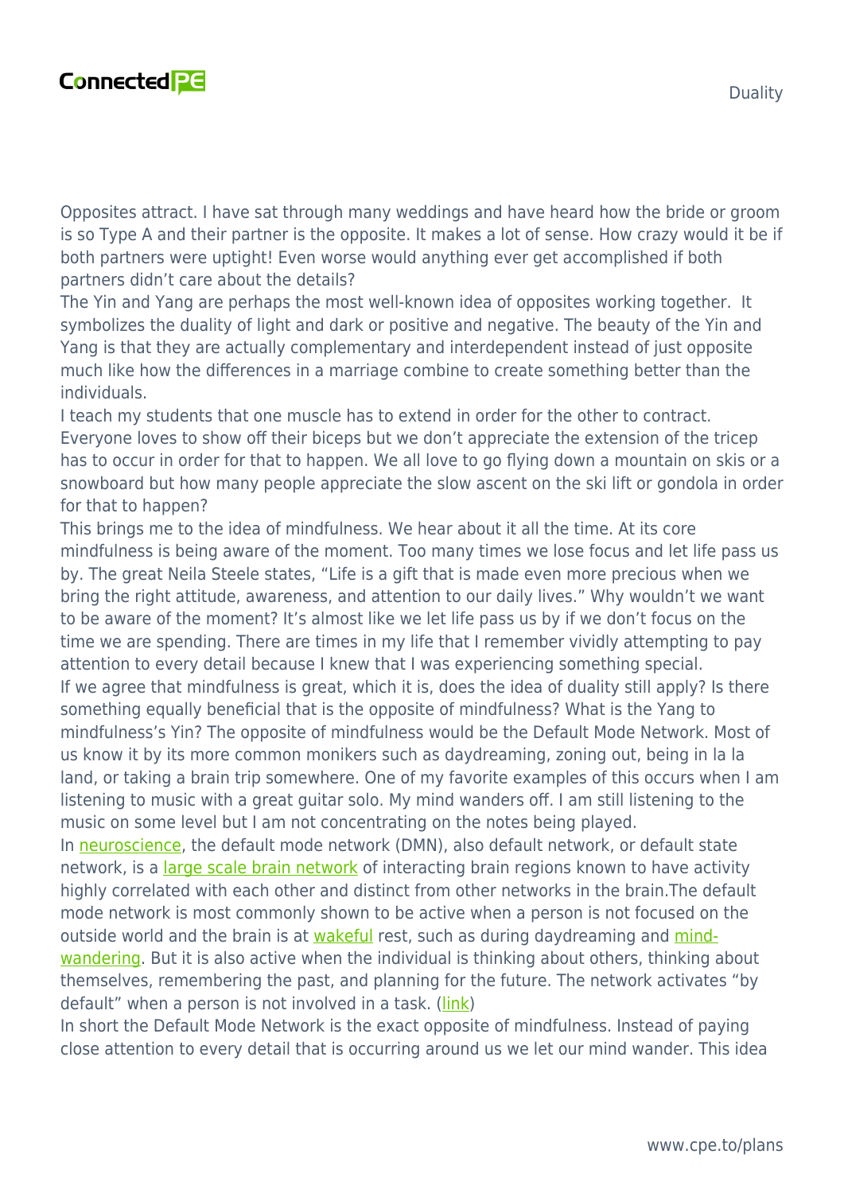Opposites attract. I have sat through many weddings and have heard how the bride or groom is so Type A and their partner is the opposite. It makes a lot of sense. How crazy would it be if both partners were uptight! Even worse would anything ever get accomplished if both partners didn't care about the details?

The Yin and Yang are perhaps the most well-known idea of opposites working together. It symbolizes the duality of light and dark or positive and negative. The beauty of the Yin and Yang is that they are actually complementary and interdependent instead of just opposite much like how the differences in a marriage combine to create something better than the individuals.

I teach my students that one muscle has to extend in order for the other to contract. Everyone loves to show off their biceps but we don't appreciate the extension of the tricep has to occur in order for that to happen. We all love to go flying down a mountain on skis or a snowboard but how many people appreciate the slow ascent on the ski lift or gondola in order for that to happen?

This brings me to the idea of mindfulness. We hear about it all the time. At its core mindfulness is being aware of the moment. Too many times we lose focus and let life pass us by. The great Neila Steele states, "Life is a gift that is made even more precious when we bring the right attitude, awareness, and attention to our daily lives." Why wouldn't we want to be aware of the moment? It's almost like we let life pass us by if we don't focus on the time we are spending. There are times in my life that I remember vividly attempting to pay attention to every detail because I knew that I was experiencing something special.

If we agree that mindfulness is great, which it is, does the idea of duality still apply? Is there something equally beneficial that is the opposite of mindfulness? What is the Yang to mindfulness's Yin? The opposite of mindfulness would be the Default Mode Network. Most of us know it by its more common monikers such as daydreaming, zoning out, being in la la land, or taking a brain trip somewhere. One of my favorite examples of this occurs when I am listening to music with a great guitar solo. My mind wanders off. I am still listening to the music on some level but I am not concentrating on the notes being played.

In neuroscience, the default mode network (DMN), also default network, or default state network, is a large scale brain network of interacting brain regions known to have activity highly correlated with each other and distinct from other networks in the brain.The default mode network is most commonly shown to be active when a person is not focused on the outside world and the brain is at wakeful rest, such as during daydreaming and mind-wandering. But it is also active when the individual is thinking about others, thinking about themselves, remembering the past, and planning for the future. The network activates "by default" when a person is not involved in a task. (link)

In short the Default Mode Network is the exact opposite of mindfulness. Instead of paying close attention to every detail that is occurring around us we let our mind wander. This idea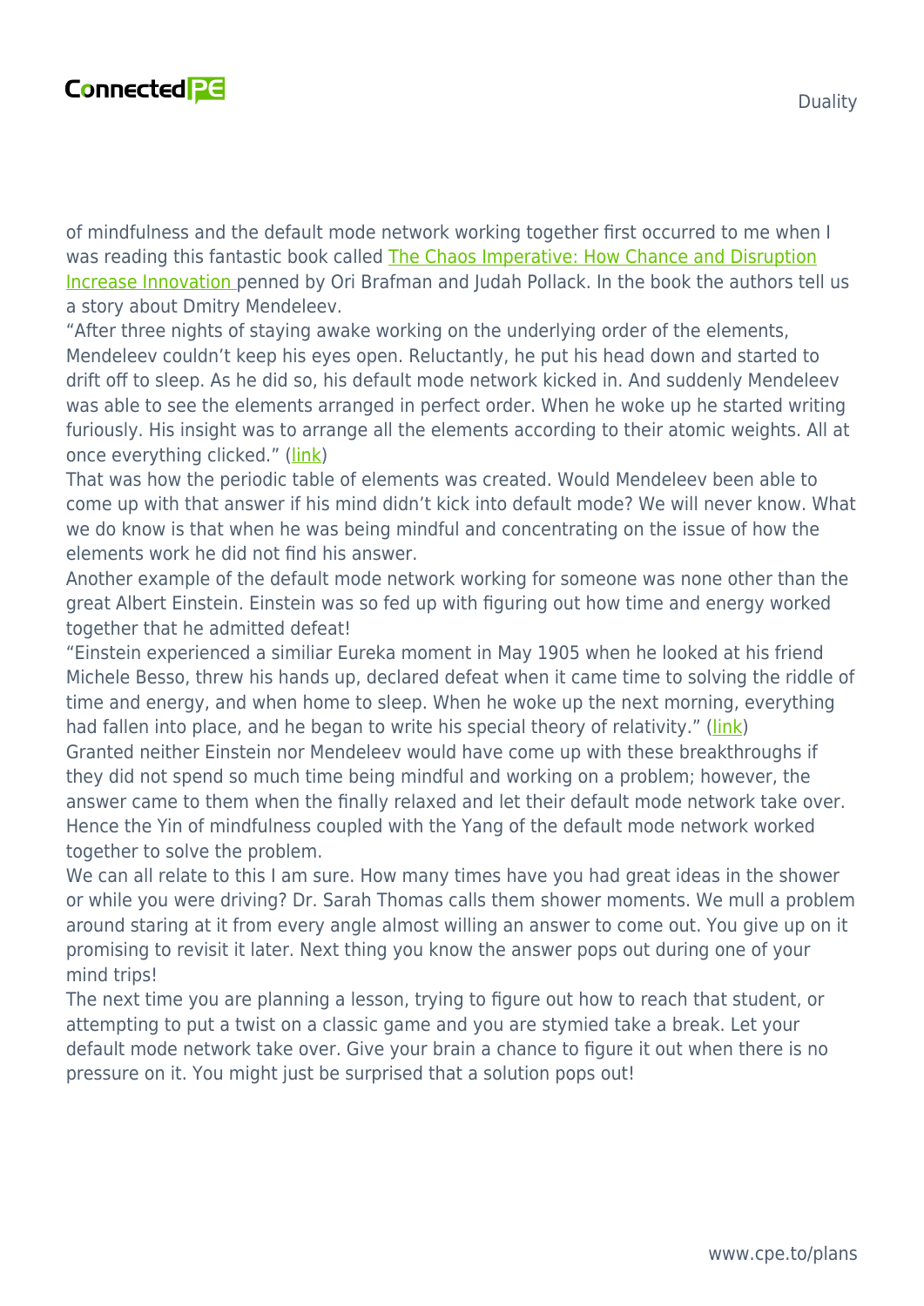of mindfulness and the default mode network working together first occurred to me when I was reading this fantastic book called [The Chaos Imperative: How Chance and Disruption Increase Innovation ]penned by Ori Brafman and Judah Pollack. In the book the authors tell us a story about Dmitry Mendeleev.

"After three nights of staying awake working on the underlying order of the elements, Mendeleev couldn't keep his eyes open. Reluctantly, he put his head down and started to drift off to sleep. As he did so, his default mode network kicked in. And suddenly Mendeleev was able to see the elements arranged in perfect order. When he woke up he started writing furiously. His insight was to arrange all the elements according to their atomic weights. All at once everything clicked." ([link])

That was how the periodic table of elements was created. Would Mendeleev been able to come up with that answer if his mind didn't kick into default mode? We will never know. What we do know is that when he was being mindful and concentrating on the issue of how the elements work he did not find his answer.

Another example of the default mode network working for someone was none other than the great Albert Einstein. Einstein was so fed up with figuring out how time and energy worked together that he admitted defeat!

"Einstein experienced a similiar Eureka moment in May 1905 when he looked at his friend Michele Besso, threw his hands up, declared defeat when it came time to solving the riddle of time and energy, and when home to sleep. When he woke up the next morning, everything had fallen into place, and he began to write his special theory of relativity." ([link])

Granted neither Einstein nor Mendeleev would have come up with these breakthroughs if they did not spend so much time being mindful and working on a problem; however, the answer came to them when the finally relaxed and let their default mode network take over. Hence the Yin of mindfulness coupled with the Yang of the default mode network worked together to solve the problem.

We can all relate to this I am sure. How many times have you had great ideas in the shower or while you were driving? Dr. Sarah Thomas calls them shower moments. We mull a problem around staring at it from every angle almost willing an answer to come out. You give up on it promising to revisit it later. Next thing you know the answer pops out during one of your mind trips!

The next time you are planning a lesson, trying to figure out how to reach that student, or attempting to put a twist on a classic game and you are stymied take a break. Let your default mode network take over. Give your brain a chance to figure it out when there is no pressure on it. You might just be surprised that a solution pops out!